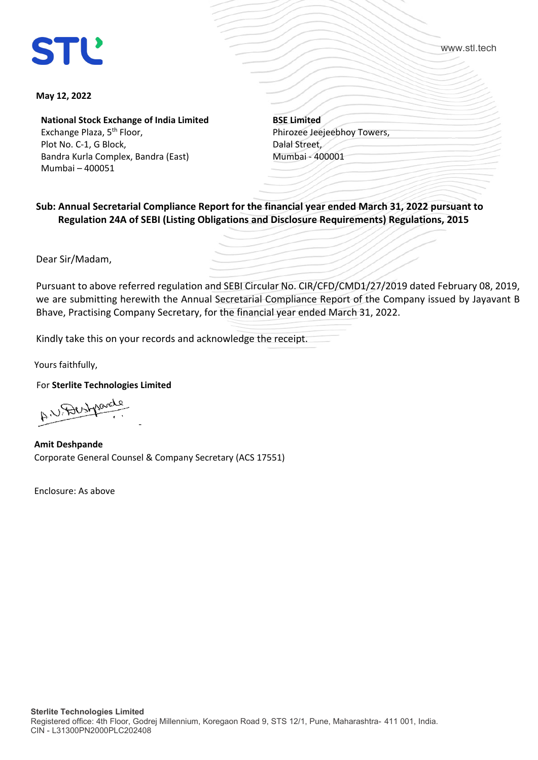STL

www.stl.tech

**May 12, 2022**

**National Stock Exchange of India Limited**
Exchange Plaza, 5th Floor,
Plot No. C-1, G Block,
Bandra Kurla Complex, Bandra (East)
Mumbai – 400051

**BSE Limited**
Phirozee Jeejeebhoy Towers,
Dalal Street,
Mumbai - 400001

**Sub: Annual Secretarial Compliance Report for the financial year ended March 31, 2022 pursuant to Regulation 24A of SEBI (Listing Obligations and Disclosure Requirements) Regulations, 2015**

Dear Sir/Madam,

Pursuant to above referred regulation and SEBI Circular No. CIR/CFD/CMD1/27/2019 dated February 08, 2019, we are submitting herewith the Annual Secretarial Compliance Report of the Company issued by Jayavant B Bhave, Practising Company Secretary, for the financial year ended March 31, 2022.

Kindly take this on your records and acknowledge the receipt.

Yours faithfully,

For **Sterlite Technologies Limited**

**Amit Deshpande**
Corporate General Counsel & Company Secretary (ACS 17551)

Enclosure: As above

**Sterlite Technologies Limited**
Registered office: 4th Floor, Godrej Millennium, Koregaon Road 9, STS 12/1, Pune, Maharashtra- 411 001, India.
CIN - L31300PN2000PLC202408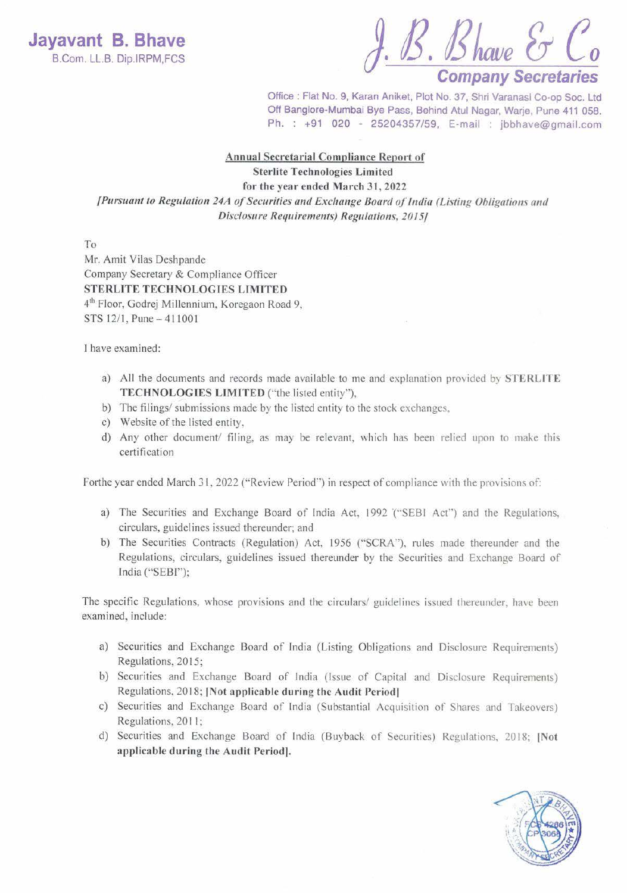**Jayavant B. Bhave**
B.Com. LL.B. Dip.IRPM,FCS

J. B. Bhave & Co
**Company Secretaries**

Office : Flat No. 9, Karan Aniket, Plot No. 37, Shri Varanasi Co-op Soc. Ltd
Off Banglore-Mumbai Bye Pass, Behind Atul Nagar, Warje, Pune 411 058.
Ph. : +91 020 - 25204357/59, E-mail : jbbhave@gmail.com

**Annual Secretarial Compliance Report of**
**Sterlite Technologies Limited**
**for the year ended March 31, 2022**
*[Pursuant to Regulation 24A of Securities and Exchange Board of India (Listing Obligations and Disclosure Requirements) Regulations, 2015]*

To
Mr. Amit Vilas Deshpande
Company Secretary & Compliance Officer
**STERLITE TECHNOLOGIES LIMITED**
4th Floor, Godrej Millennium, Koregaon Road 9,
STS 12/1, Pune – 411001

I have examined:

a) All the documents and records made available to me and explanation provided by **STERLITE TECHNOLOGIES LIMITED** ("the listed entity"),
b) The filings/ submissions made by the listed entity to the stock exchanges,
c) Website of the listed entity,
d) Any other document/ filing, as may be relevant, which has been relied upon to make this certification

Forthe year ended March 31, 2022 ("Review Period") in respect of compliance with the provisions of:

a) The Securities and Exchange Board of India Act, 1992 ("SEBI Act") and the Regulations, circulars, guidelines issued thereunder; and
b) The Securities Contracts (Regulation) Act, 1956 ("SCRA"), rules made thereunder and the Regulations, circulars, guidelines issued thereunder by the Securities and Exchange Board of India ("SEBI");

The specific Regulations, whose provisions and the circulars/ guidelines issued thereunder, have been examined, include:

a) Securities and Exchange Board of India (Listing Obligations and Disclosure Requirements) Regulations, 2015;
b) Securities and Exchange Board of India (Issue of Capital and Disclosure Requirements) Regulations, 2018; **[Not applicable during the Audit Period]**
c) Securities and Exchange Board of India (Substantial Acquisition of Shares and Takeovers) Regulations, 2011;
d) Securities and Exchange Board of India (Buyback of Securities) Regulations, 2018; **[Not applicable during the Audit Period].**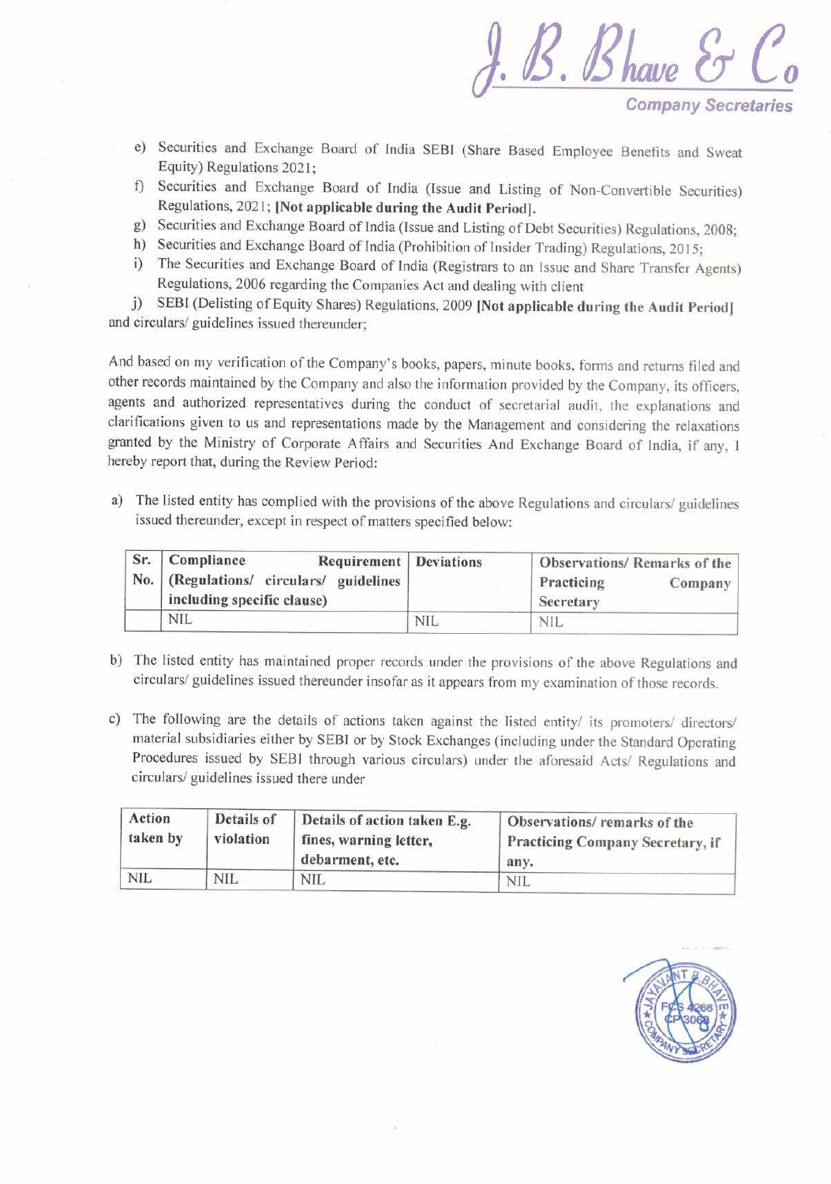e) Securities and Exchange Board of India SEBI (Share Based Employee Benefits and Sweat Equity) Regulations 2021;

f) Securities and Exchange Board of India (Issue and Listing of Non-Convertible Securities) Regulations, 2021; **[Not applicable during the Audit Period]**.

g) Securities and Exchange Board of India (Issue and Listing of Debt Securities) Regulations, 2008;

h) Securities and Exchange Board of India (Prohibition of Insider Trading) Regulations, 2015;

i) The Securities and Exchange Board of India (Registrars to an Issue and Share Transfer Agents) Regulations, 2006 regarding the Companies Act and dealing with client

j) SEBI (Delisting of Equity Shares) Regulations, 2009 **[Not applicable during the Audit Period]**

and circulars/ guidelines issued thereunder;

And based on my verification of the Company's books, papers, minute books, forms and returns filed and other records maintained by the Company and also the information provided by the Company, its officers, agents and authorized representatives during the conduct of secretarial audit, the explanations and clarifications given to us and representations made by the Management and considering the relaxations granted by the Ministry of Corporate Affairs and Securities And Exchange Board of India, if any, I hereby report that, during the Review Period:

a) The listed entity has complied with the provisions of the above Regulations and circulars/ guidelines issued thereunder, except in respect of matters specified below:

| Sr. No. | Compliance Requirement (Regulations/ circulars/ guidelines including specific clause) | Deviations | Observations/ Remarks of the Practicing Company Secretary |
|---|---|---|---|
| | NIL | NIL | NIL |

b) The listed entity has maintained proper records under the provisions of the above Regulations and circulars/ guidelines issued thereunder insofar as it appears from my examination of those records.

c) The following are the details of actions taken against the listed entity/ its promoters/ directors/ material subsidiaries either by SEBI or by Stock Exchanges (including under the Standard Operating Procedures issued by SEBI through various circulars) under the aforesaid Acts/ Regulations and circulars/ guidelines issued there under

| Action taken by | Details of violation | Details of action taken E.g. fines, warning letter, debarment, etc. | Observations/ remarks of the Practicing Company Secretary, if any. |
|---|---|---|---|
| NIL | NIL | NIL | NIL |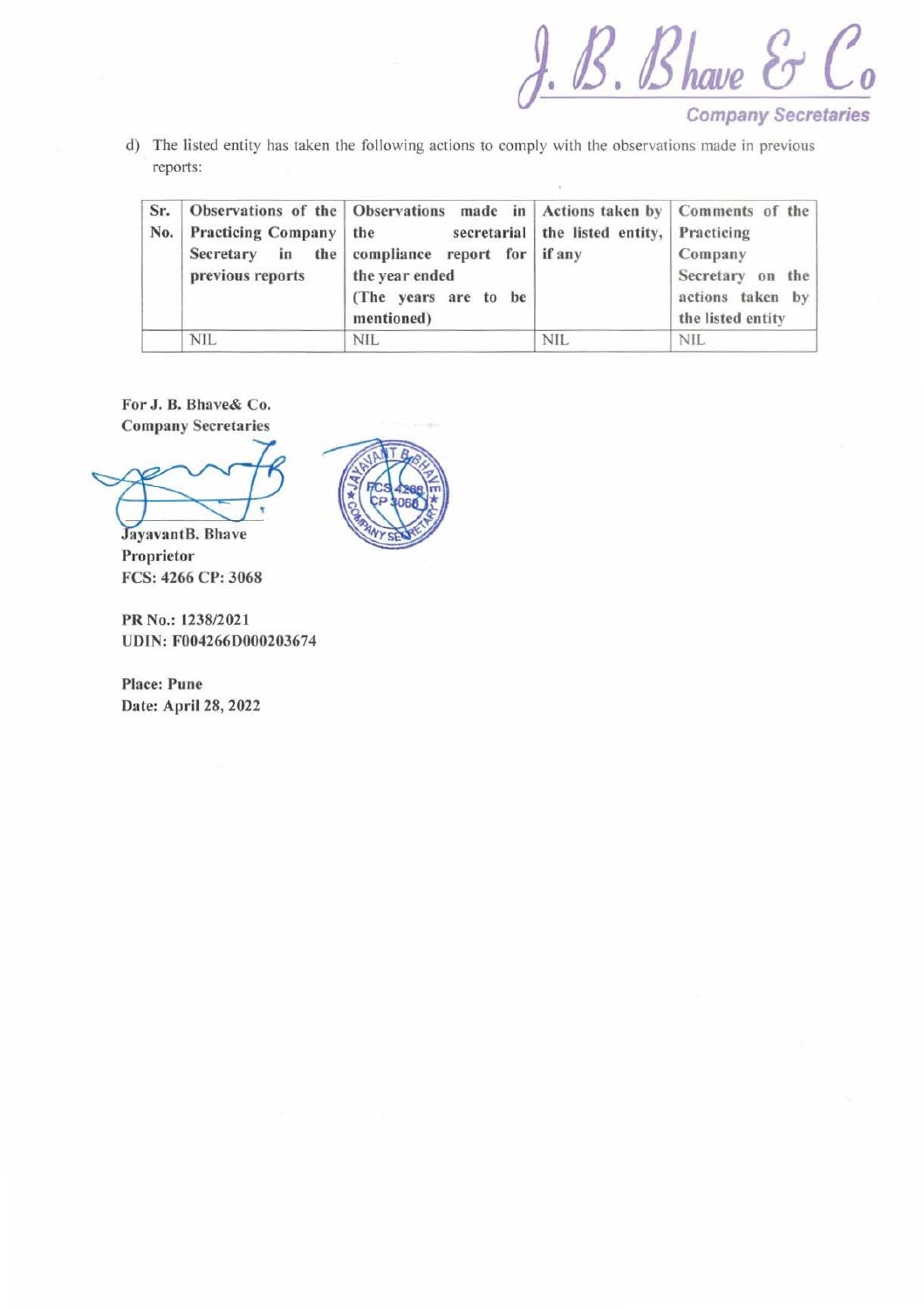d) The listed entity has taken the following actions to comply with the observations made in previous reports:

| Sr. No. | Observations of the Practicing Company Secretary in the previous reports | Observations made in the secretarial compliance report for the year ended (The years are to be mentioned) | Actions taken by the listed entity, if any | Comments of the Practicing Company Secretary on the actions taken by the listed entity |
|---|---|---|---|---|
| | NIL | NIL | NIL | NIL |

**For J. B. Bhave& Co.**
**Company Secretaries**

**JayavantB. Bhave**
**Proprietor**
**FCS: 4266 CP: 3068**

**PR No.: 1238/2021**
**UDIN: F004266D000203674**

**Place: Pune**
**Date: April 28, 2022**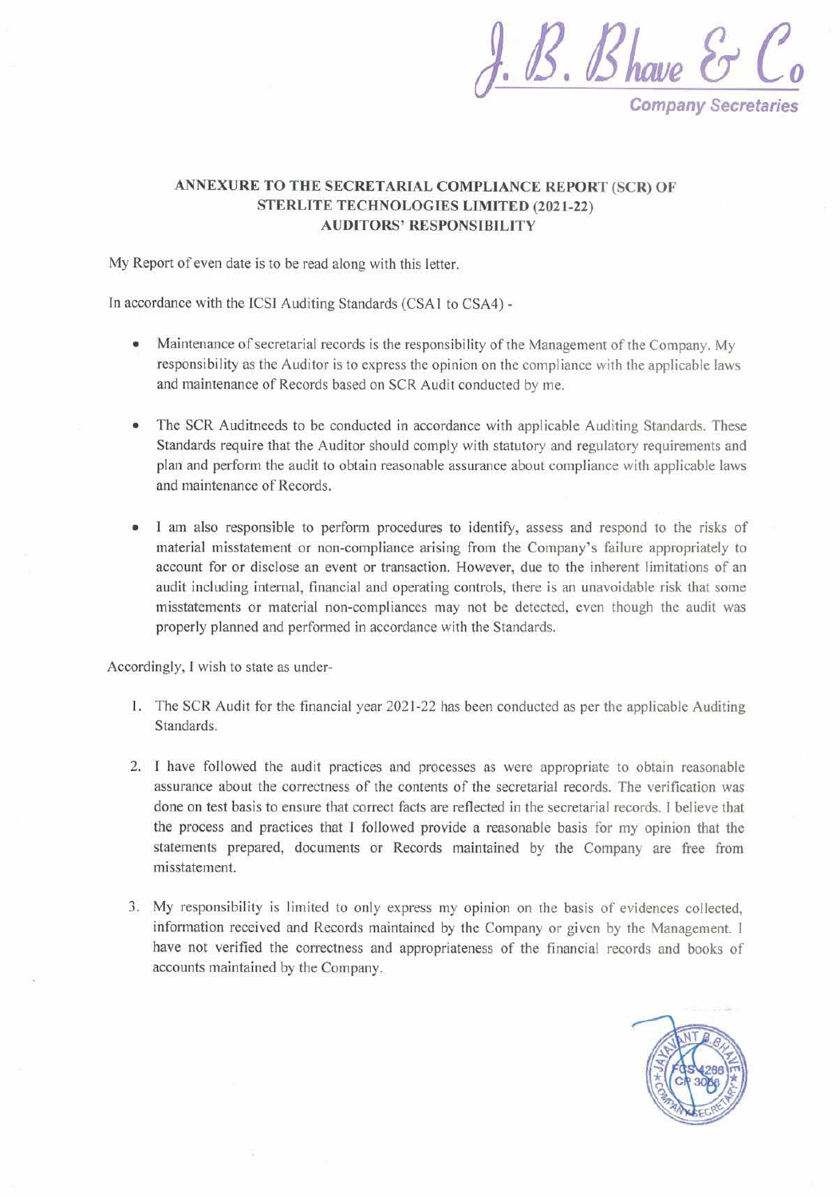J. B. Bhave & Co
Company Secretaries

**ANNEXURE TO THE SECRETARIAL COMPLIANCE REPORT (SCR) OF STERLITE TECHNOLOGIES LIMITED (2021-22) AUDITORS' RESPONSIBILITY**

My Report of even date is to be read along with this letter.

In accordance with the ICSI Auditing Standards (CSA1 to CSA4) -

- Maintenance of secretarial records is the responsibility of the Management of the Company. My responsibility as the Auditor is to express the opinion on the compliance with the applicable laws and maintenance of Records based on SCR Audit conducted by me.
- The SCR Auditneeds to be conducted in accordance with applicable Auditing Standards. These Standards require that the Auditor should comply with statutory and regulatory requirements and plan and perform the audit to obtain reasonable assurance about compliance with applicable laws and maintenance of Records.
- I am also responsible to perform procedures to identify, assess and respond to the risks of material misstatement or non-compliance arising from the Company's failure appropriately to account for or disclose an event or transaction. However, due to the inherent limitations of an audit including internal, financial and operating controls, there is an unavoidable risk that some misstatements or material non-compliances may not be detected, even though the audit was properly planned and performed in accordance with the Standards.

Accordingly, I wish to state as under-

1. The SCR Audit for the financial year 2021-22 has been conducted as per the applicable Auditing Standards.
2. I have followed the audit practices and processes as were appropriate to obtain reasonable assurance about the correctness of the contents of the secretarial records. The verification was done on test basis to ensure that correct facts are reflected in the secretarial records. I believe that the process and practices that I followed provide a reasonable basis for my opinion that the statements prepared, documents or Records maintained by the Company are free from misstatement.
3. My responsibility is limited to only express my opinion on the basis of evidences collected, information received and Records maintained by the Company or given by the Management. I have not verified the correctness and appropriateness of the financial records and books of accounts maintained by the Company.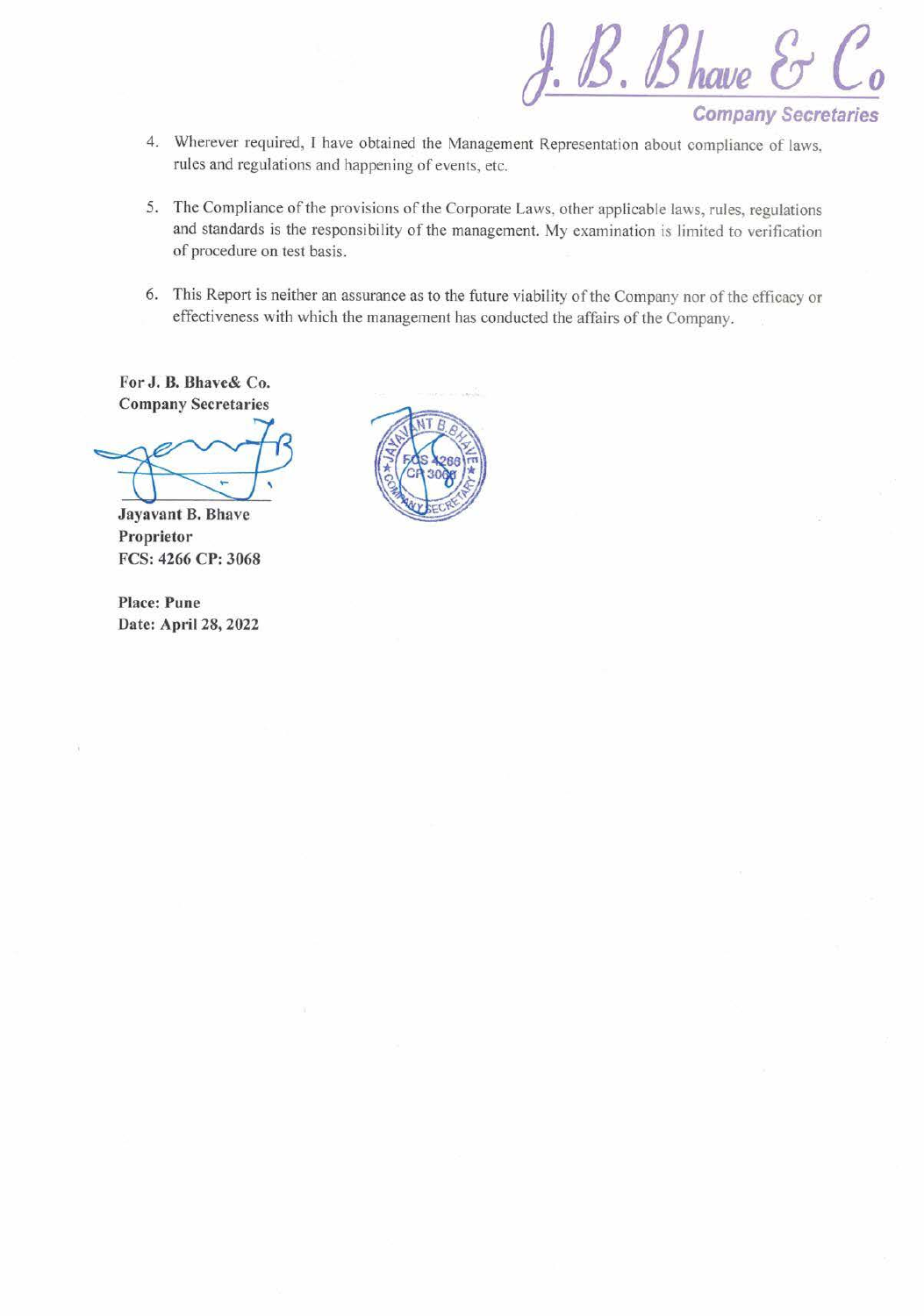4. Wherever required, I have obtained the Management Representation about compliance of laws, rules and regulations and happening of events, etc.

5. The Compliance of the provisions of the Corporate Laws, other applicable laws, rules, regulations and standards is the responsibility of the management. My examination is limited to verification of procedure on test basis.

6. This Report is neither an assurance as to the future viability of the Company nor of the efficacy or effectiveness with which the management has conducted the affairs of the Company.

**For J. B. Bhave& Co.**
**Company Secretaries**

**Jayavant B. Bhave**
**Proprietor**
**FCS: 4266 CP: 3068**

**Place: Pune**
**Date: April 28, 2022**